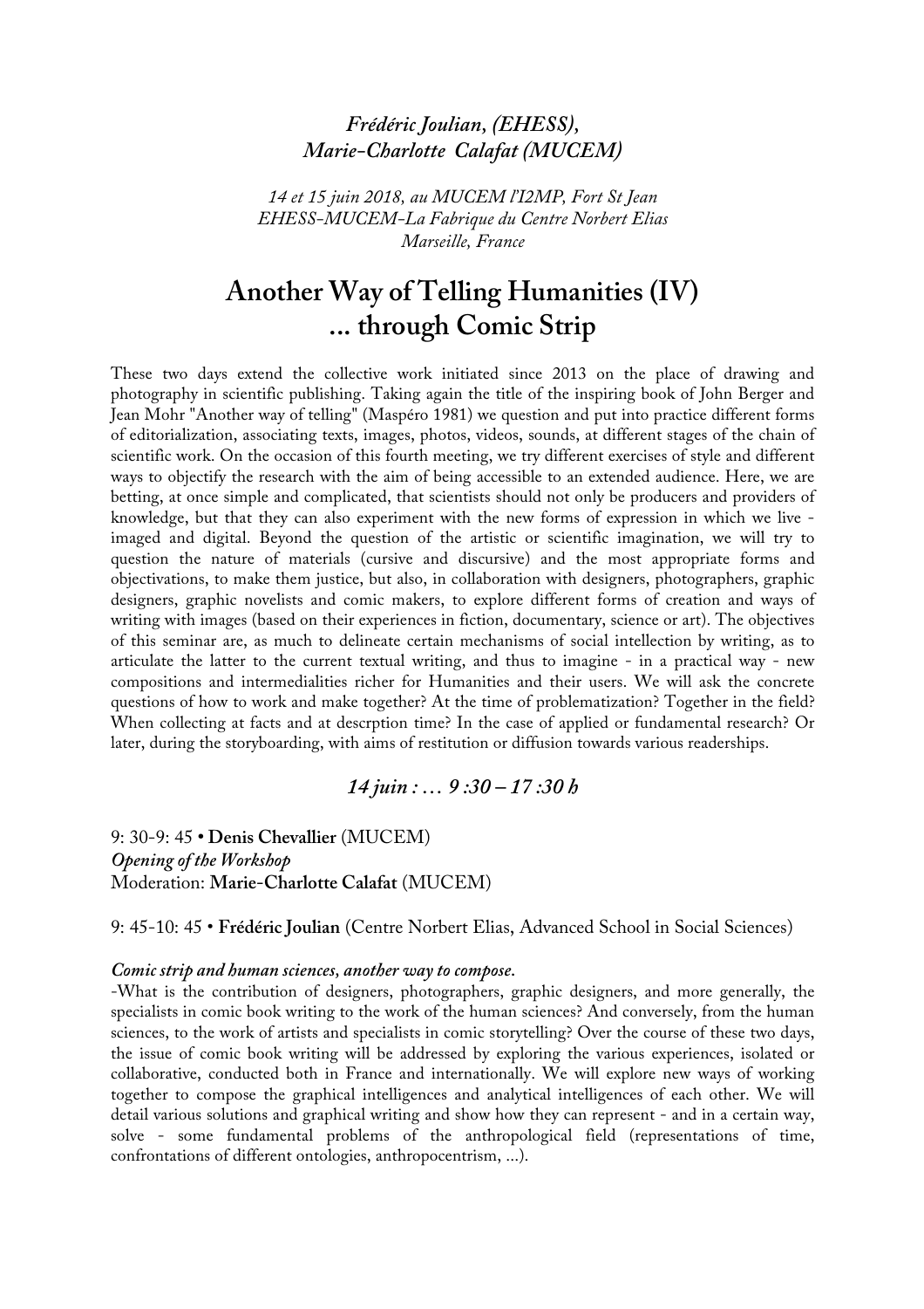*Frédéric Joulian, (EHESS),*
*Marie-Charlotte Calafat (MUCEM)*

*14 et 15 juin 2018, au MUCEM l'I2MP, Fort St Jean*
*EHESS-MUCEM-La Fabrique du Centre Norbert Elias*
*Marseille, France*

# Another Way of Telling Humanities (IV) ... through Comic Strip

These two days extend the collective work initiated since 2013 on the place of drawing and photography in scientific publishing. Taking again the title of the inspiring book of John Berger and Jean Mohr "Another way of telling" (Maspéro 1981) we question and put into practice different forms of editorialization, associating texts, images, photos, videos, sounds, at different stages of the chain of scientific work. On the occasion of this fourth meeting, we try different exercises of style and different ways to objectify the research with the aim of being accessible to an extended audience. Here, we are betting, at once simple and complicated, that scientists should not only be producers and providers of knowledge, but that they can also experiment with the new forms of expression in which we live - imaged and digital. Beyond the question of the artistic or scientific imagination, we will try to question the nature of materials (cursive and discursive) and the most appropriate forms and objectivations, to make them justice, but also, in collaboration with designers, photographers, graphic designers, graphic novelists and comic makers, to explore different forms of creation and ways of writing with images (based on their experiences in fiction, documentary, science or art). The objectives of this seminar are, as much to delineate certain mechanisms of social intellection by writing, as to articulate the latter to the current textual writing, and thus to imagine - in a practical way - new compositions and intermedialities richer for Humanities and their users. We will ask the concrete questions of how to work and make together? At the time of problematization? Together in the field? When collecting at facts and at descrption time? In the case of applied or fundamental research? Or later, during the storyboarding, with aims of restitution or diffusion towards various readerships.

## *14 juin : … 9 :30 – 17 :30 h*

9: 30-9: 45 • **Denis Chevallier** (MUCEM)
***Opening of the Workshop***
Moderation: **Marie-Charlotte Calafat** (MUCEM)

9: 45-10: 45 • **Frédéric Joulian** (Centre Norbert Elias, Advanced School in Social Sciences)

***Comic strip and human sciences, another way to compose.***
-What is the contribution of designers, photographers, graphic designers, and more generally, the specialists in comic book writing to the work of the human sciences? And conversely, from the human sciences, to the work of artists and specialists in comic storytelling? Over the course of these two days, the issue of comic book writing will be addressed by exploring the various experiences, isolated or collaborative, conducted both in France and internationally. We will explore new ways of working together to compose the graphical intelligences and analytical intelligences of each other. We will detail various solutions and graphical writing and show how they can represent - and in a certain way, solve - some fundamental problems of the anthropological field (representations of time, confrontations of different ontologies, anthropocentrism, ...).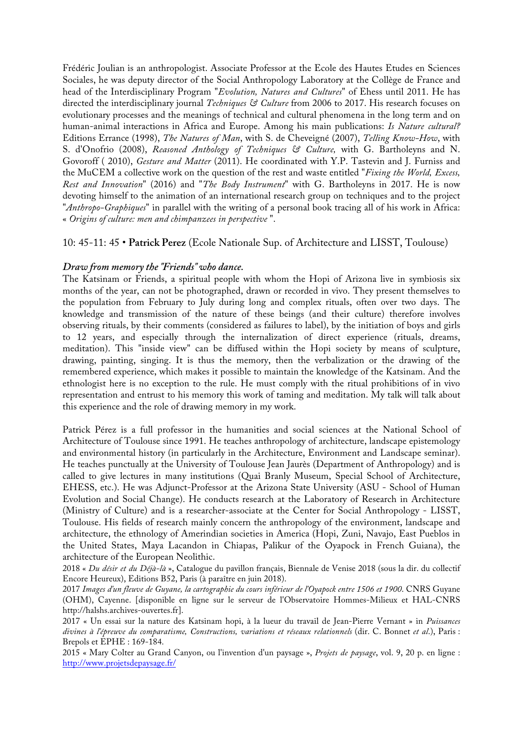Frédéric Joulian is an anthropologist. Associate Professor at the Ecole des Hautes Etudes en Sciences Sociales, he was deputy director of the Social Anthropology Laboratory at the Collège de France and head of the Interdisciplinary Program "*Evolution, Natures and Cultures*" of Ehess until 2011. He has directed the interdisciplinary journal *Techniques & Culture* from 2006 to 2017. His research focuses on evolutionary processes and the meanings of technical and cultural phenomena in the long term and on human-animal interactions in Africa and Europe. Among his main publications: *Is Nature cultural?* Editions Errance (1998), *The Natures of Man*, with S. de Cheveigné (2007), *Telling Know-How*, with S. d'Onofrio (2008), *Reasoned Anthology of Techniques & Culture,* with G. Bartholeyns and N. Govoroff ( 2010), *Gesture and Matter* (2011). He coordinated with Y.P. Tastevin and J. Furniss and the MuCEM a collective work on the question of the rest and waste entitled "*Fixing the World, Excess, Rest and Innovation*" (2016) and "*The Body Instrument*" with G. Bartholeyns in 2017. He is now devoting himself to the animation of an international research group on techniques and to the project "*Anthropo-Graphiques*" in parallel with the writing of a personal book tracing all of his work in Africa: « *Origins of culture: men and chimpanzees in perspective* ".

10: 45-11: 45 • **Patrick Perez** (Ecole Nationale Sup. of Architecture and LISST, Toulouse)

***Draw from memory the "Friends" who dance.***

The Katsinam or Friends, a spiritual people with whom the Hopi of Arizona live in symbiosis six months of the year, can not be photographed, drawn or recorded in vivo. They present themselves to the population from February to July during long and complex rituals, often over two days. The knowledge and transmission of the nature of these beings (and their culture) therefore involves observing rituals, by their comments (considered as failures to label), by the initiation of boys and girls to 12 years, and especially through the internalization of direct experience (rituals, dreams, meditation). This "inside view" can be diffused within the Hopi society by means of sculpture, drawing, painting, singing. It is thus the memory, then the verbalization or the drawing of the remembered experience, which makes it possible to maintain the knowledge of the Katsinam. And the ethnologist here is no exception to the rule. He must comply with the ritual prohibitions of in vivo representation and entrust to his memory this work of taming and meditation. My talk will talk about this experience and the role of drawing memory in my work.

Patrick Pérez is a full professor in the humanities and social sciences at the National School of Architecture of Toulouse since 1991. He teaches anthropology of architecture, landscape epistemology and environmental history (in particularly in the Architecture, Environment and Landscape seminar). He teaches punctually at the University of Toulouse Jean Jaurès (Department of Anthropology) and is called to give lectures in many institutions (Quai Branly Museum, Special School of Architecture, EHESS, etc.). He was Adjunct-Professor at the Arizona State University (ASU - School of Human Evolution and Social Change). He conducts research at the Laboratory of Research in Architecture (Ministry of Culture) and is a researcher-associate at the Center for Social Anthropology - LISST, Toulouse. His fields of research mainly concern the anthropology of the environment, landscape and architecture, the ethnology of Amerindian societies in America (Hopi, Zuni, Navajo, East Pueblos in the United States, Maya Lacandon in Chiapas, Palikur of the Oyapock in French Guiana), the architecture of the European Neolithic.

2018 « *Du désir et du Déjà-là* », Catalogue du pavillon français, Biennale de Venise 2018 (sous la dir. du collectif Encore Heureux), Editions B52, Paris (à paraître en juin 2018).

2017 *Images d'un fleuve de Guyane, la cartographie du cours inférieur de l'Oyapock entre 1506 et 1900.* CNRS Guyane (OHM), Cayenne. [disponible en ligne sur le serveur de l'Observatoire Hommes-Milieux et HAL-CNRS http://halshs.archives-ouvertes.fr].

2017 « Un essai sur la nature des Katsinam hopi, à la lueur du travail de Jean-Pierre Vernant » in *Puissances divines à l'épreuve du comparatisme, Constructions, variations et réseaux relationnels* (dir. C. Bonnet *et al*.), Paris : Brepols et EPHE : 169-184.

2015 « Mary Colter au Grand Canyon, ou l'invention d'un paysage », *Projets de paysage*, vol. 9, 20 p. en ligne : http://www.projetsdepaysage.fr/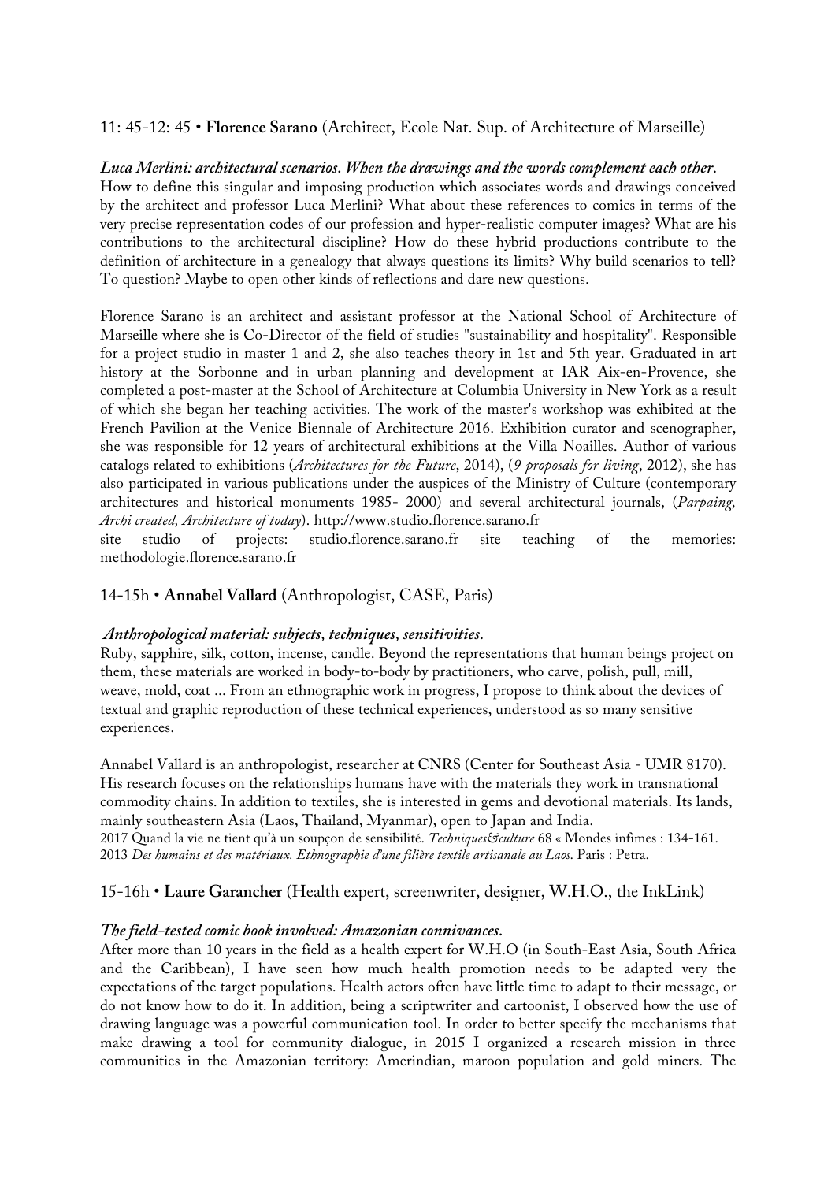11: 45-12: 45 • **Florence Sarano** (Architect, Ecole Nat. Sup. of Architecture of Marseille)

***Luca Merlini: architectural scenarios. When the drawings and the words complement each other.***
How to define this singular and imposing production which associates words and drawings conceived by the architect and professor Luca Merlini? What about these references to comics in terms of the very precise representation codes of our profession and hyper-realistic computer images? What are his contributions to the architectural discipline? How do these hybrid productions contribute to the definition of architecture in a genealogy that always questions its limits? Why build scenarios to tell? To question? Maybe to open other kinds of reflections and dare new questions.

Florence Sarano is an architect and assistant professor at the National School of Architecture of Marseille where she is Co-Director of the field of studies "sustainability and hospitality". Responsible for a project studio in master 1 and 2, she also teaches theory in 1st and 5th year. Graduated in art history at the Sorbonne and in urban planning and development at IAR Aix-en-Provence, she completed a post-master at the School of Architecture at Columbia University in New York as a result of which she began her teaching activities. The work of the master's workshop was exhibited at the French Pavilion at the Venice Biennale of Architecture 2016. Exhibition curator and scenographer, she was responsible for 12 years of architectural exhibitions at the Villa Noailles. Author of various catalogs related to exhibitions (*Architectures for the Future*, 2014), (*9 proposals for living*, 2012), she has also participated in various publications under the auspices of the Ministry of Culture (contemporary architectures and historical monuments 1985- 2000) and several architectural journals, (*Parpaing, Archi created, Architecture of today*). http://www.studio.florence.sarano.fr
site studio of projects: studio.florence.sarano.fr site teaching of the memories: methodologie.florence.sarano.fr

14-15h • **Annabel Vallard** (Anthropologist, CASE, Paris)

***Anthropological material: subjects, techniques, sensitivities.***
Ruby, sapphire, silk, cotton, incense, candle. Beyond the representations that human beings project on them, these materials are worked in body-to-body by practitioners, who carve, polish, pull, mill, weave, mold, coat ... From an ethnographic work in progress, I propose to think about the devices of textual and graphic reproduction of these technical experiences, understood as so many sensitive experiences.

Annabel Vallard is an anthropologist, researcher at CNRS (Center for Southeast Asia - UMR 8170). His research focuses on the relationships humans have with the materials they work in transnational commodity chains. In addition to textiles, she is interested in gems and devotional materials. Its lands, mainly southeastern Asia (Laos, Thailand, Myanmar), open to Japan and India.
2017 Quand la vie ne tient qu'à un soupçon de sensibilité. *Techniques&culture* 68 « Mondes infimes : 134-161.
2013 *Des humains et des matériaux. Ethnographie d'une filière textile artisanale au Laos.* Paris : Petra.

15-16h • **Laure Garancher** (Health expert, screenwriter, designer, W.H.O., the InkLink)

***The field-tested comic book involved: Amazonian connivances.***
After more than 10 years in the field as a health expert for W.H.O (in South-East Asia, South Africa and the Caribbean), I have seen how much health promotion needs to be adapted very the expectations of the target populations. Health actors often have little time to adapt to their message, or do not know how to do it. In addition, being a scriptwriter and cartoonist, I observed how the use of drawing language was a powerful communication tool. In order to better specify the mechanisms that make drawing a tool for community dialogue, in 2015 I organized a research mission in three communities in the Amazonian territory: Amerindian, maroon population and gold miners. The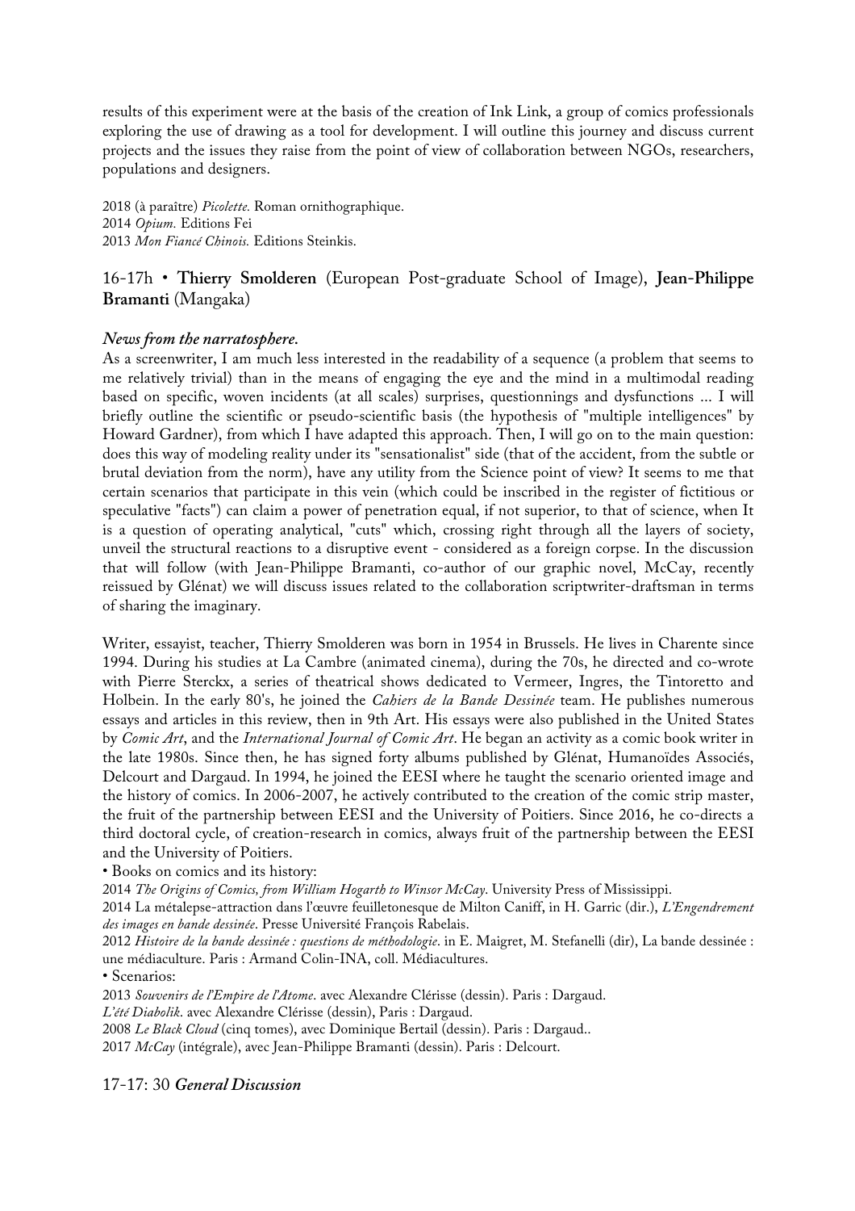results of this experiment were at the basis of the creation of Ink Link, a group of comics professionals exploring the use of drawing as a tool for development. I will outline this journey and discuss current projects and the issues they raise from the point of view of collaboration between NGOs, researchers, populations and designers.

2018 (à paraître) *Picolette.* Roman ornithographique.
2014 *Opium.* Editions Fei
2013 *Mon Fiancé Chinois.* Editions Steinkis.

## 16-17h • **Thierry Smolderen** (European Post-graduate School of Image), **Jean-Philippe Bramanti** (Mangaka)

***News from the narratosphere.***

As a screenwriter, I am much less interested in the readability of a sequence (a problem that seems to me relatively trivial) than in the means of engaging the eye and the mind in a multimodal reading based on specific, woven incidents (at all scales) surprises, questionnings and dysfunctions ... I will briefly outline the scientific or pseudo-scientific basis (the hypothesis of "multiple intelligences" by Howard Gardner), from which I have adapted this approach. Then, I will go on to the main question: does this way of modeling reality under its "sensationalist" side (that of the accident, from the subtle or brutal deviation from the norm), have any utility from the Science point of view? It seems to me that certain scenarios that participate in this vein (which could be inscribed in the register of fictitious or speculative "facts") can claim a power of penetration equal, if not superior, to that of science, when It is a question of operating analytical, "cuts" which, crossing right through all the layers of society, unveil the structural reactions to a disruptive event - considered as a foreign corpse. In the discussion that will follow (with Jean-Philippe Bramanti, co-author of our graphic novel, McCay, recently reissued by Glénat) we will discuss issues related to the collaboration scriptwriter-draftsman in terms of sharing the imaginary.

Writer, essayist, teacher, Thierry Smolderen was born in 1954 in Brussels. He lives in Charente since 1994. During his studies at La Cambre (animated cinema), during the 70s, he directed and co-wrote with Pierre Sterckx, a series of theatrical shows dedicated to Vermeer, Ingres, the Tintoretto and Holbein. In the early 80's, he joined the *Cahiers de la Bande Dessinée* team. He publishes numerous essays and articles in this review, then in 9th Art. His essays were also published in the United States by *Comic Art*, and the *International Journal of Comic Art*. He began an activity as a comic book writer in the late 1980s. Since then, he has signed forty albums published by Glénat, Humanoïdes Associés, Delcourt and Dargaud. In 1994, he joined the EESI where he taught the scenario oriented image and the history of comics. In 2006-2007, he actively contributed to the creation of the comic strip master, the fruit of the partnership between EESI and the University of Poitiers. Since 2016, he co-directs a third doctoral cycle, of creation-research in comics, always fruit of the partnership between the EESI and the University of Poitiers.

• Books on comics and its history:

2014 *The Origins of Comics, from William Hogarth to Winsor McCay*. University Press of Mississippi.
2014 La métalepse-attraction dans l'œuvre feuilletonesque de Milton Caniff, in H. Garric (dir.), *L'Engendrement des images en bande dessinée*. Presse Université François Rabelais.
2012 *Histoire de la bande dessinée : questions de méthodologie*. in E. Maigret, M. Stefanelli (dir), La bande dessinée : une médiaculture. Paris : Armand Colin-INA, coll. Médiacultures.

• Scenarios:

2013 *Souvenirs de l'Empire de l'Atome*. avec Alexandre Clérisse (dessin). Paris : Dargaud.
*L'été Diabolik*. avec Alexandre Clérisse (dessin), Paris : Dargaud.
2008 *Le Black Cloud* (cinq tomes), avec Dominique Bertail (dessin). Paris : Dargaud..
2017 *McCay* (intégrale), avec Jean-Philippe Bramanti (dessin). Paris : Delcourt.

## 17-17: 30 *General Discussion*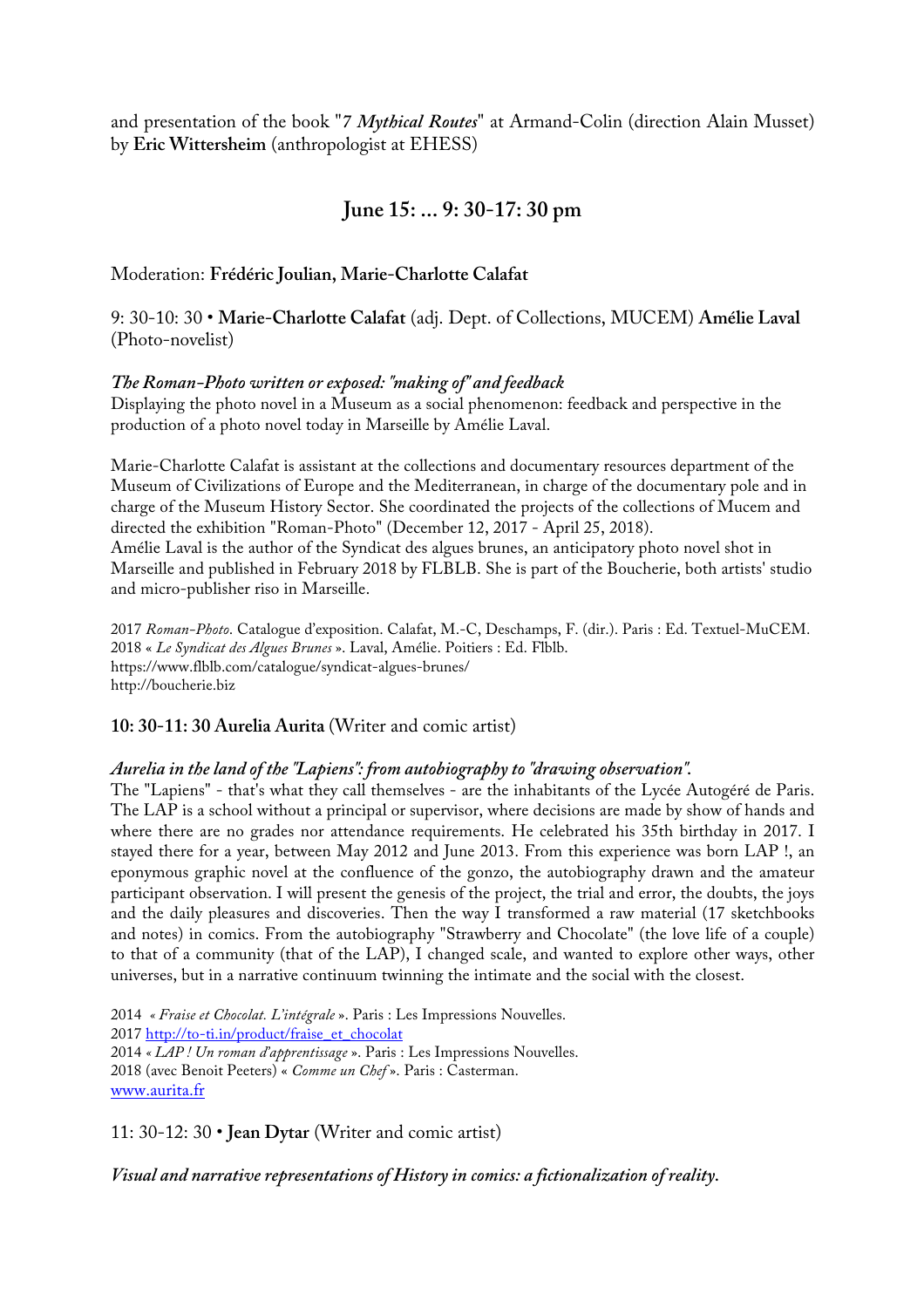and presentation of the book "*7 **Mythical Routes***" at Armand-Colin (direction Alain Musset) by **Eric Wittersheim** (anthropologist at EHESS)

## June 15: ... 9: 30-17: 30 pm

Moderation: **Frédéric Joulian, Marie-Charlotte Calafat**

9: 30-10: 30 • **Marie-Charlotte Calafat** (adj. Dept. of Collections, MUCEM) **Amélie Laval** (Photo-novelist)

***The Roman-Photo written or exposed: "making of" and feedback***
Displaying the photo novel in a Museum as a social phenomenon: feedback and perspective in the production of a photo novel today in Marseille by Amélie Laval.

Marie-Charlotte Calafat is assistant at the collections and documentary resources department of the Museum of Civilizations of Europe and the Mediterranean, in charge of the documentary pole and in charge of the Museum History Sector. She coordinated the projects of the collections of Mucem and directed the exhibition "Roman-Photo" (December 12, 2017 - April 25, 2018).
Amélie Laval is the author of the Syndicat des algues brunes, an anticipatory photo novel shot in Marseille and published in February 2018 by FLBLB. She is part of the Boucherie, both artists' studio and micro-publisher riso in Marseille.

2017 *Roman-Photo*. Catalogue d'exposition. Calafat, M.-C, Deschamps, F. (dir.). Paris : Ed. Textuel-MuCEM.
2018 « *Le Syndicat des Algues Brunes* ». Laval, Amélie. Poitiers : Ed. Flblb.
https://www.flblb.com/catalogue/syndicat-algues-brunes/
http://boucherie.biz

**10: 30-11: 30 Aurelia Aurita** (Writer and comic artist)

***Aurelia in the land of the "Lapiens": from autobiography to "drawing observation".***
The "Lapiens" - that's what they call themselves - are the inhabitants of the Lycée Autogéré de Paris. The LAP is a school without a principal or supervisor, where decisions are made by show of hands and where there are no grades nor attendance requirements. He celebrated his 35th birthday in 2017. I stayed there for a year, between May 2012 and June 2013. From this experience was born LAP !, an eponymous graphic novel at the confluence of the gonzo, the autobiography drawn and the amateur participant observation. I will present the genesis of the project, the trial and error, the doubts, the joys and the daily pleasures and discoveries. Then the way I transformed a raw material (17 sketchbooks and notes) in comics. From the autobiography "Strawberry and Chocolate" (the love life of a couple) to that of a community (that of the LAP), I changed scale, and wanted to explore other ways, other universes, but in a narrative continuum twinning the intimate and the social with the closest.

2014 « *Fraise et Chocolat. L'intégrale* ». Paris : Les Impressions Nouvelles.
2017 http://to-ti.in/product/fraise_et_chocolat
2014 « *LAP ! Un roman d'apprentissage* ». Paris : Les Impressions Nouvelles.
2018 (avec Benoit Peeters) « *Comme un Chef* ». Paris : Casterman.
www.aurita.fr

11: 30-12: 30 • **Jean Dytar** (Writer and comic artist)

***Visual and narrative representations of History in comics: a fictionalization of reality.***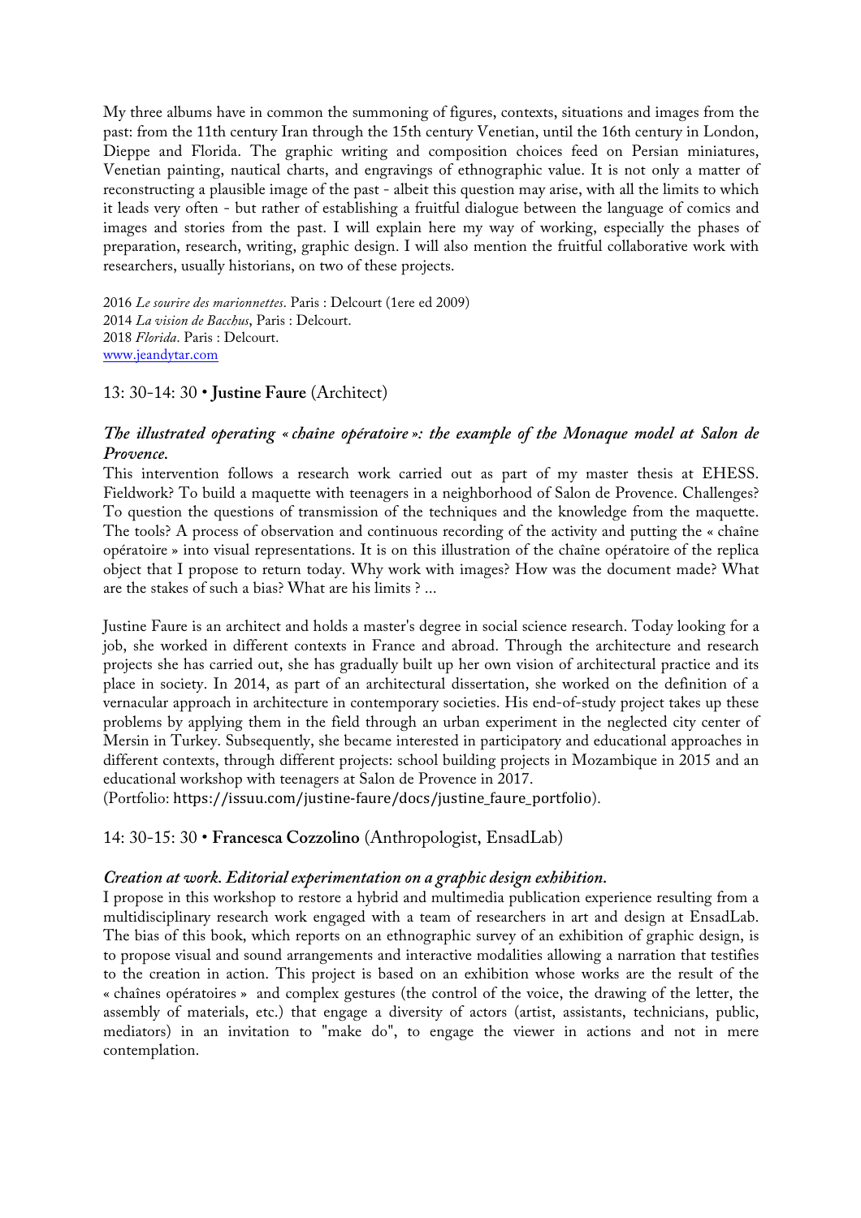My three albums have in common the summoning of figures, contexts, situations and images from the past: from the 11th century Iran through the 15th century Venetian, until the 16th century in London, Dieppe and Florida. The graphic writing and composition choices feed on Persian miniatures, Venetian painting, nautical charts, and engravings of ethnographic value. It is not only a matter of reconstructing a plausible image of the past - albeit this question may arise, with all the limits to which it leads very often - but rather of establishing a fruitful dialogue between the language of comics and images and stories from the past. I will explain here my way of working, especially the phases of preparation, research, writing, graphic design. I will also mention the fruitful collaborative work with researchers, usually historians, on two of these projects.

2016 *Le sourire des marionnettes*. Paris : Delcourt (1ere ed 2009)
2014 *La vision de Bacchus*, Paris : Delcourt.
2018 *Florida*. Paris : Delcourt.
www.jeandytar.com

## 13: 30-14: 30 • **Justine Faure** (Architect)

### *The illustrated operating « chaîne opératoire »: the example of the Monaque model at Salon de Provence.*

This intervention follows a research work carried out as part of my master thesis at EHESS. Fieldwork? To build a maquette with teenagers in a neighborhood of Salon de Provence. Challenges? To question the questions of transmission of the techniques and the knowledge from the maquette. The tools? A process of observation and continuous recording of the activity and putting the « chaîne opératoire » into visual representations. It is on this illustration of the chaîne opératoire of the replica object that I propose to return today. Why work with images? How was the document made? What are the stakes of such a bias? What are his limits ? ...

Justine Faure is an architect and holds a master's degree in social science research. Today looking for a job, she worked in different contexts in France and abroad. Through the architecture and research projects she has carried out, she has gradually built up her own vision of architectural practice and its place in society. In 2014, as part of an architectural dissertation, she worked on the definition of a vernacular approach in architecture in contemporary societies. His end-of-study project takes up these problems by applying them in the field through an urban experiment in the neglected city center of Mersin in Turkey. Subsequently, she became interested in participatory and educational approaches in different contexts, through different projects: school building projects in Mozambique in 2015 and an educational workshop with teenagers at Salon de Provence in 2017.
(Portfolio: https://issuu.com/justine-faure/docs/justine_faure_portfolio).

## 14: 30-15: 30 • **Francesca Cozzolino** (Anthropologist, EnsadLab)

### *Creation at work. Editorial experimentation on a graphic design exhibition.*

I propose in this workshop to restore a hybrid and multimedia publication experience resulting from a multidisciplinary research work engaged with a team of researchers in art and design at EnsadLab. The bias of this book, which reports on an ethnographic survey of an exhibition of graphic design, is to propose visual and sound arrangements and interactive modalities allowing a narration that testifies to the creation in action. This project is based on an exhibition whose works are the result of the « chaînes opératoires » and complex gestures (the control of the voice, the drawing of the letter, the assembly of materials, etc.) that engage a diversity of actors (artist, assistants, technicians, public, mediators) in an invitation to "make do", to engage the viewer in actions and not in mere contemplation.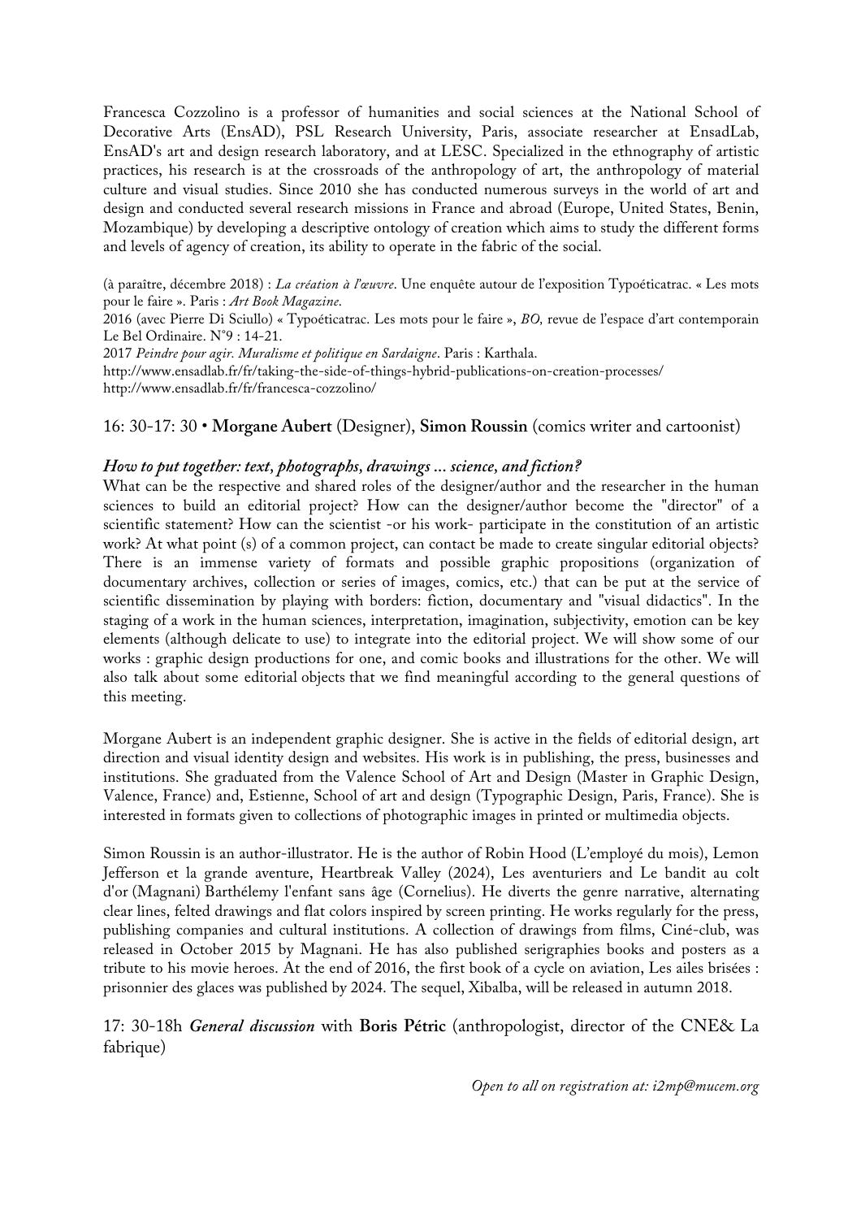Francesca Cozzolino is a professor of humanities and social sciences at the National School of Decorative Arts (EnsAD), PSL Research University, Paris, associate researcher at EnsadLab, EnsAD's art and design research laboratory, and at LESC. Specialized in the ethnography of artistic practices, his research is at the crossroads of the anthropology of art, the anthropology of material culture and visual studies. Since 2010 she has conducted numerous surveys in the world of art and design and conducted several research missions in France and abroad (Europe, United States, Benin, Mozambique) by developing a descriptive ontology of creation which aims to study the different forms and levels of agency of creation, its ability to operate in the fabric of the social.

(à paraître, décembre 2018) : *La création à l'œuvre*. Une enquête autour de l'exposition Typoéticatrac. « Les mots pour le faire ». Paris : *Art Book Magazine*.
2016 (avec Pierre Di Sciullo) « Typoéticatrac. Les mots pour le faire », *BO,* revue de l'espace d'art contemporain Le Bel Ordinaire. N°9 : 14-21.
2017 *Peindre pour agir. Muralisme et politique en Sardaigne*. Paris : Karthala.
http://www.ensadlab.fr/fr/taking-the-side-of-things-hybrid-publications-on-creation-processes/
http://www.ensadlab.fr/fr/francesca-cozzolino/

16: 30-17: 30 • **Morgane Aubert** (Designer), **Simon Roussin** (comics writer and cartoonist)

***How to put together: text, photographs, drawings ... science, and fiction?***

What can be the respective and shared roles of the designer/author and the researcher in the human sciences to build an editorial project? How can the designer/author become the "director" of a scientific statement? How can the scientist -or his work- participate in the constitution of an artistic work? At what point (s) of a common project, can contact be made to create singular editorial objects? There is an immense variety of formats and possible graphic propositions (organization of documentary archives, collection or series of images, comics, etc.) that can be put at the service of scientific dissemination by playing with borders: fiction, documentary and "visual didactics". In the staging of a work in the human sciences, interpretation, imagination, subjectivity, emotion can be key elements (although delicate to use) to integrate into the editorial project. We will show some of our works : graphic design productions for one, and comic books and illustrations for the other. We will also talk about some editorial objects that we find meaningful according to the general questions of this meeting.

Morgane Aubert is an independent graphic designer. She is active in the fields of editorial design, art direction and visual identity design and websites. His work is in publishing, the press, businesses and institutions. She graduated from the Valence School of Art and Design (Master in Graphic Design, Valence, France) and, Estienne, School of art and design (Typographic Design, Paris, France). She is interested in formats given to collections of photographic images in printed or multimedia objects.

Simon Roussin is an author-illustrator. He is the author of Robin Hood (L'employé du mois), Lemon Jefferson et la grande aventure, Heartbreak Valley (2024), Les aventuriers and Le bandit au colt d'or (Magnani) Barthélemy l'enfant sans âge (Cornelius). He diverts the genre narrative, alternating clear lines, felted drawings and flat colors inspired by screen printing. He works regularly for the press, publishing companies and cultural institutions. A collection of drawings from films, Ciné-club, was released in October 2015 by Magnani. He has also published serigraphies books and posters as a tribute to his movie heroes. At the end of 2016, the first book of a cycle on aviation, Les ailes brisées : prisonnier des glaces was published by 2024. The sequel, Xibalba, will be released in autumn 2018.

17: 30-18h ***General discussion*** with **Boris Pétric** (anthropologist, director of the CNE& La fabrique)

*Open to all on registration at: i2mp@mucem.org*